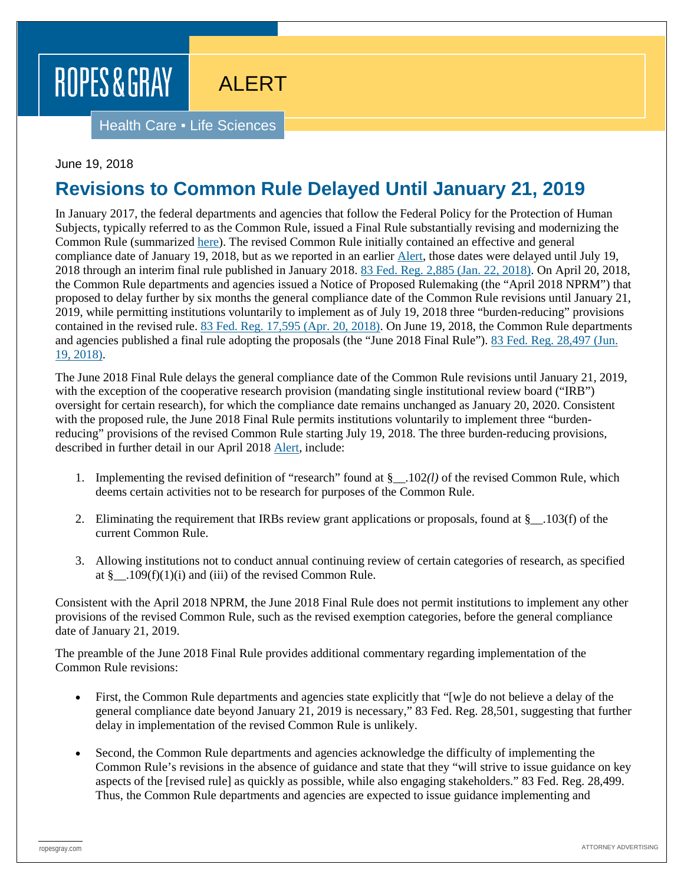ROPES & GRAY

ALERT

Health Care ▪ Life Sciences

June 19, 2018

# Revisions to Common Rule Delayed Until January 21, 2019

In January 2017, the federal departments and agencies that follow the Federal Policy for the Protection of Human Subjects, typically referred to as the Common Rule, issued a Final Rule substantially revising and modernizing the Common Rule (summarized here). The revised Common Rule initially contained an effective and general compliance date of January 19, 2018, but as we reported in an earlier Alert, those dates were delayed until July 19, 2018 through an interim final rule published in January 2018. 83 Fed. Reg. 2,885 (Jan. 22, 2018). On April 20, 2018, the Common Rule departments and agencies issued a Notice of Proposed Rulemaking (the "April 2018 NPRM") that proposed to delay further by six months the general compliance date of the Common Rule revisions until January 21, 2019, while permitting institutions voluntarily to implement as of July 19, 2018 three "burden-reducing" provisions contained in the revised rule. 83 Fed. Reg. 17,595 (Apr. 20, 2018). On June 19, 2018, the Common Rule departments and agencies published a final rule adopting the proposals (the "June 2018 Final Rule"). 83 Fed. Reg. 28,497 (Jun. 19, 2018).

The June 2018 Final Rule delays the general compliance date of the Common Rule revisions until January 21, 2019, with the exception of the cooperative research provision (mandating single institutional review board ("IRB") oversight for certain research), for which the compliance date remains unchanged as January 20, 2020. Consistent with the proposed rule, the June 2018 Final Rule permits institutions voluntarily to implement three "burden-reducing" provisions of the revised Common Rule starting July 19, 2018. The three burden-reducing provisions, described in further detail in our April 2018 Alert, include:

1. Implementing the revised definition of "research" found at §__.102*(l)* of the revised Common Rule, which deems certain activities not to be research for purposes of the Common Rule.
2. Eliminating the requirement that IRBs review grant applications or proposals, found at §__.103(f) of the current Common Rule.
3. Allowing institutions not to conduct annual continuing review of certain categories of research, as specified at §__.109(f)(1)(i) and (iii) of the revised Common Rule.

Consistent with the April 2018 NPRM, the June 2018 Final Rule does not permit institutions to implement any other provisions of the revised Common Rule, such as the revised exemption categories, before the general compliance date of January 21, 2019.

The preamble of the June 2018 Final Rule provides additional commentary regarding implementation of the Common Rule revisions:

- First, the Common Rule departments and agencies state explicitly that "[w]e do not believe a delay of the general compliance date beyond January 21, 2019 is necessary," 83 Fed. Reg. 28,501, suggesting that further delay in implementation of the revised Common Rule is unlikely.
- Second, the Common Rule departments and agencies acknowledge the difficulty of implementing the Common Rule's revisions in the absence of guidance and state that they "will strive to issue guidance on key aspects of the [revised rule] as quickly as possible, while also engaging stakeholders." 83 Fed. Reg. 28,499. Thus, the Common Rule departments and agencies are expected to issue guidance implementing and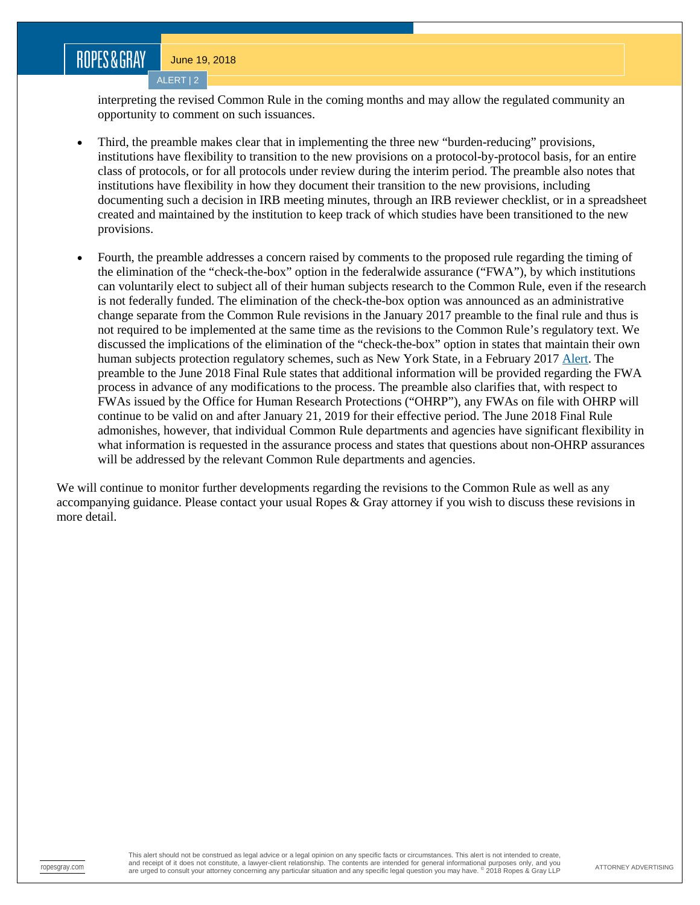interpreting the revised Common Rule in the coming months and may allow the regulated community an opportunity to comment on such issuances.

- Third, the preamble makes clear that in implementing the three new "burden-reducing" provisions, institutions have flexibility to transition to the new provisions on a protocol-by-protocol basis, for an entire class of protocols, or for all protocols under review during the interim period. The preamble also notes that institutions have flexibility in how they document their transition to the new provisions, including documenting such a decision in IRB meeting minutes, through an IRB reviewer checklist, or in a spreadsheet created and maintained by the institution to keep track of which studies have been transitioned to the new provisions.

- Fourth, the preamble addresses a concern raised by comments to the proposed rule regarding the timing of the elimination of the "check-the-box" option in the federalwide assurance ("FWA"), by which institutions can voluntarily elect to subject all of their human subjects research to the Common Rule, even if the research is not federally funded. The elimination of the check-the-box option was announced as an administrative change separate from the Common Rule revisions in the January 2017 preamble to the final rule and thus is not required to be implemented at the same time as the revisions to the Common Rule's regulatory text. We discussed the implications of the elimination of the "check-the-box" option in states that maintain their own human subjects protection regulatory schemes, such as New York State, in a February 2017 Alert. The preamble to the June 2018 Final Rule states that additional information will be provided regarding the FWA process in advance of any modifications to the process. The preamble also clarifies that, with respect to FWAs issued by the Office for Human Research Protections ("OHRP"), any FWAs on file with OHRP will continue to be valid on and after January 21, 2019 for their effective period. The June 2018 Final Rule admonishes, however, that individual Common Rule departments and agencies have significant flexibility in what information is requested in the assurance process and states that questions about non-OHRP assurances will be addressed by the relevant Common Rule departments and agencies.

We will continue to monitor further developments regarding the revisions to the Common Rule as well as any accompanying guidance. Please contact your usual Ropes & Gray attorney if you wish to discuss these revisions in more detail.

This alert should not be construed as legal advice or a legal opinion on any specific facts or circumstances. This alert is not intended to create, and receipt of it does not constitute, a lawyer-client relationship. The contents are intended for general informational purposes only, and you are urged to consult your attorney concerning any particular situation and any specific legal question you may have. © 2018 Ropes & Gray LLP

ATTORNEY ADVERTISING